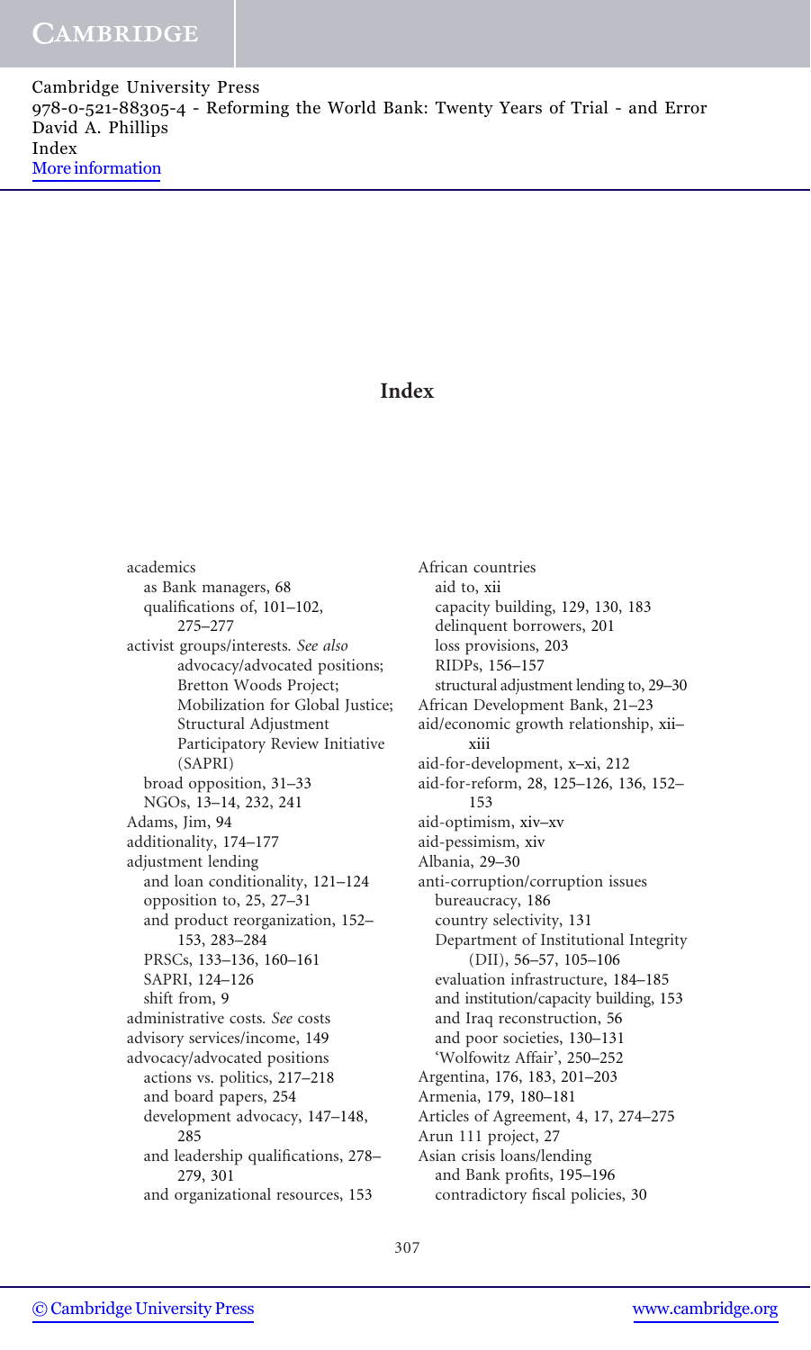# Index

academics
  as Bank managers, 68
  qualifications of, 101–102, 275–277
activist groups/interests. *See also* advocacy/advocated positions; Bretton Woods Project; Mobilization for Global Justice; Structural Adjustment Participatory Review Initiative (SAPRI)
  broad opposition, 31–33
  NGOs, 13–14, 232, 241
Adams, Jim, 94
additionality, 174–177
adjustment lending
  and loan conditionality, 121–124
  opposition to, 25, 27–31
  and product reorganization, 152–153, 283–284
  PRSCs, 133–136, 160–161
  SAPRI, 124–126
  shift from, 9
administrative costs. *See* costs
advisory services/income, 149
advocacy/advocated positions
  actions vs. politics, 217–218
  and board papers, 254
  development advocacy, 147–148, 285
  and leadership qualifications, 278–279, 301
  and organizational resources, 153

African countries
  aid to, xii
  capacity building, 129, 130, 183
  delinquent borrowers, 201
  loss provisions, 203
  RIDPs, 156–157
  structural adjustment lending to, 29–30
African Development Bank, 21–23
aid/economic growth relationship, xii–xiii
aid-for-development, x–xi, 212
aid-for-reform, 28, 125–126, 136, 152–153
aid-optimism, xiv–xv
aid-pessimism, xiv
Albania, 29–30
anti-corruption/corruption issues
  bureaucracy, 186
  country selectivity, 131
  Department of Institutional Integrity (DII), 56–57, 105–106
  evaluation infrastructure, 184–185
  and institution/capacity building, 153
  and Iraq reconstruction, 56
  and poor societies, 130–131
  'Wolfowitz Affair', 250–252
Argentina, 176, 183, 201–203
Armenia, 179, 180–181
Articles of Agreement, 4, 17, 274–275
Arun 111 project, 27
Asian crisis loans/lending
  and Bank profits, 195–196
  contradictory fiscal policies, 30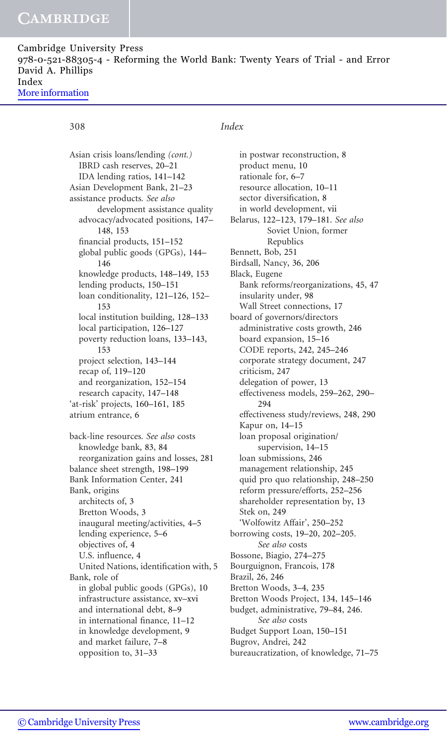# Index

Asian crisis loans/lending *(cont.)*
- IBRD cash reserves, 20–21
- IDA lending ratios, 141–142

Asian Development Bank, 21–23

assistance products. *See also* development assistance quality
- advocacy/advocated positions, 147–148, 153
- financial products, 151–152
- global public goods (GPGs), 144–146
- knowledge products, 148–149, 153
- lending products, 150–151
- loan conditionality, 121–126, 152–153
- local institution building, 128–133
- local participation, 126–127
- poverty reduction loans, 133–143, 153
- project selection, 143–144
- recap of, 119–120
- and reorganization, 152–154
- research capacity, 147–148

'at-risk' projects, 160–161, 185

atrium entrance, 6

back-line resources. *See also* costs
- knowledge bank, 83, 84
- reorganization gains and losses, 281

balance sheet strength, 198–199

Bank Information Center, 241

Bank, origins
- architects of, 3
- Bretton Woods, 3
- inaugural meeting/activities, 4–5
- lending experience, 5–6
- objectives of, 4
- U.S. influence, 4
- United Nations, identification with, 5

Bank, role of
- in global public goods (GPGs), 10
- infrastructure assistance, xv–xvi
- and international debt, 8–9
- in international finance, 11–12
- in knowledge development, 9
- and market failure, 7–8
- opposition to, 31–33
- in postwar reconstruction, 8
- product menu, 10
- rationale for, 6–7
- resource allocation, 10–11
- sector diversification, 8
- in world development, vii

Belarus, 122–123, 179–181. *See also* Soviet Union, former Republics

Bennett, Bob, 251

Birdsall, Nancy, 36, 206

Black, Eugene
- Bank reforms/reorganizations, 45, 47
- insularity under, 98
- Wall Street connections, 17

board of governors/directors
- administrative costs growth, 246
- board expansion, 15–16
- CODE reports, 242, 245–246
- corporate strategy document, 247
- criticism, 247
- delegation of power, 13
- effectiveness models, 259–262, 290–294
- effectiveness study/reviews, 248, 290
- Kapur on, 14–15
- loan proposal origination/supervision, 14–15
- loan submissions, 246
- management relationship, 245
- quid pro quo relationship, 248–250
- reform pressure/efforts, 252–256
- shareholder representation by, 13
- Stek on, 249
- 'Wolfowitz Affair', 250–252

borrowing costs, 19–20, 202–205. *See also* costs

Bossone, Biagio, 274–275

Bourguignon, Francois, 178

Brazil, 26, 246

Bretton Woods, 3–4, 235

Bretton Woods Project, 134, 145–146

budget, administrative, 79–84, 246. *See also* costs

Budget Support Loan, 150–151

Bugrov, Andrei, 242

bureaucratization, of knowledge, 71–75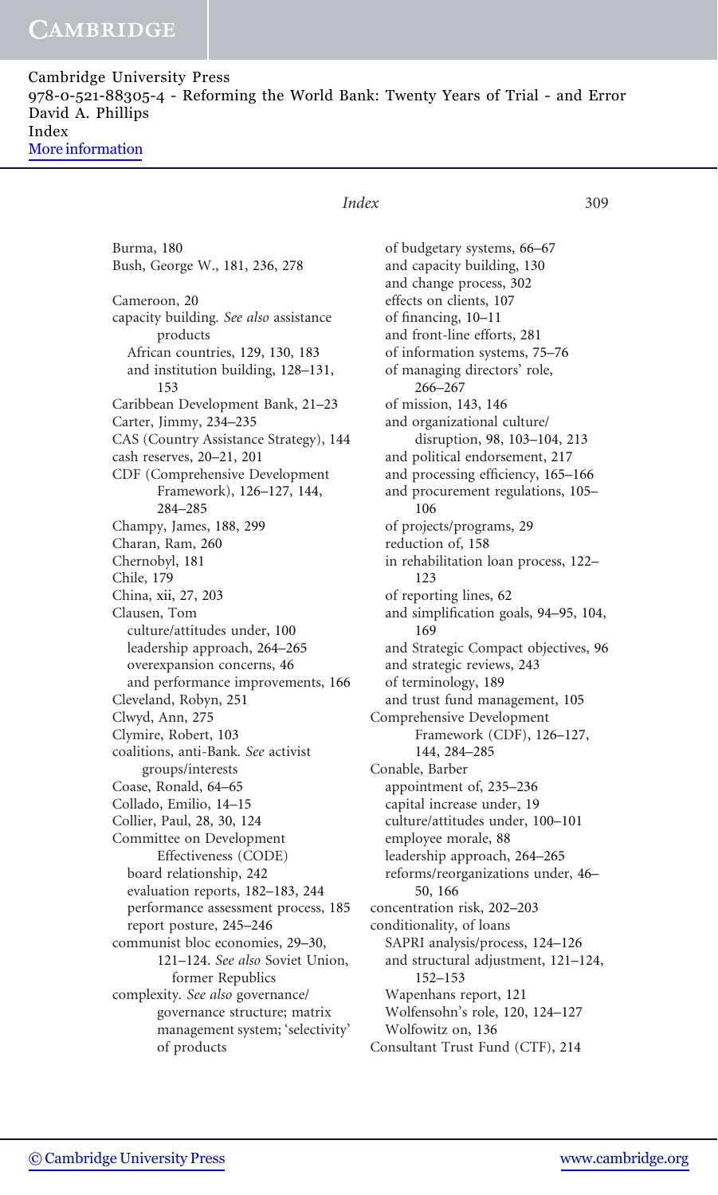Burma, 180
Bush, George W., 181, 236, 278

Cameroon, 20
capacity building. *See also* assistance products
- African countries, 129, 130, 183
- and institution building, 128–131, 153

Caribbean Development Bank, 21–23
Carter, Jimmy, 234–235
CAS (Country Assistance Strategy), 144
cash reserves, 20–21, 201
CDF (Comprehensive Development Framework), 126–127, 144, 284–285
Champy, James, 188, 299
Charan, Ram, 260
Chernobyl, 181
Chile, 179
China, xii, 27, 203
Clausen, Tom
- culture/attitudes under, 100
- leadership approach, 264–265
- overexpansion concerns, 46
- and performance improvements, 166

Cleveland, Robyn, 251
Clwyd, Ann, 275
Clymire, Robert, 103
coalitions, anti-Bank. *See* activist groups/interests
Coase, Ronald, 64–65
Collado, Emilio, 14–15
Collier, Paul, 28, 30, 124
Committee on Development Effectiveness (CODE)
- board relationship, 242
- evaluation reports, 182–183, 244
- performance assessment process, 185
- report posture, 245–246

communist bloc economies, 29–30, 121–124. *See also* Soviet Union, former Republics
complexity. *See also* governance/governance structure; matrix management system; 'selectivity' of products
- of budgetary systems, 66–67
- and capacity building, 130
- and change process, 302
- effects on clients, 107
- of financing, 10–11
- and front-line efforts, 281
- of information systems, 75–76
- of managing directors' role, 266–267
- of mission, 143, 146
- and organizational culture/disruption, 98, 103–104, 213
- and political endorsement, 217
- and processing efficiency, 165–166
- and procurement regulations, 105–106
- of projects/programs, 29
- reduction of, 158
- in rehabilitation loan process, 122–123
- of reporting lines, 62
- and simplification goals, 94–95, 104, 169
- and Strategic Compact objectives, 96
- and strategic reviews, 243
- of terminology, 189
- and trust fund management, 105

Comprehensive Development Framework (CDF), 126–127, 144, 284–285
Conable, Barber
- appointment of, 235–236
- capital increase under, 19
- culture/attitudes under, 100–101
- employee morale, 88
- leadership approach, 264–265
- reforms/reorganizations under, 46–50, 166

concentration risk, 202–203
conditionality, of loans
- SAPRI analysis/process, 124–126
- and structural adjustment, 121–124, 152–153
- Wapenhans report, 121
- Wolfensohn's role, 120, 124–127
- Wolfowitz on, 136

Consultant Trust Fund (CTF), 214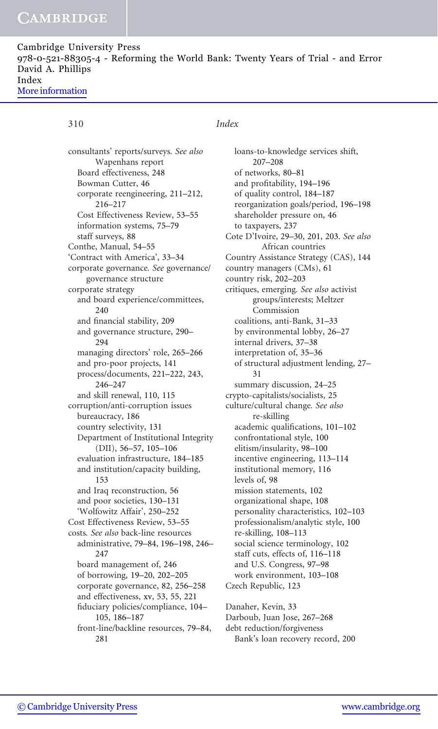consultants' reports/surveys. *See also* Wapenhans report
- Board effectiveness, 248
- Bowman Cutter, 46
- corporate reengineering, 211–212, 216–217
- Cost Effectiveness Review, 53–55
- information systems, 75–79
- staff surveys, 88

Conthe, Manual, 54–55
'Contract with America', 33–34
corporate governance. *See* governance/governance structure
corporate strategy
- and board experience/committees, 240
- and financial stability, 209
- and governance structure, 290–294
- managing directors' role, 265–266
- and pro-poor projects, 141
- process/documents, 221–222, 243, 246–247
- and skill renewal, 110, 115

corruption/anti-corruption issues
- bureaucracy, 186
- country selectivity, 131
- Department of Institutional Integrity (DII), 56–57, 105–106
- evaluation infrastructure, 184–185
- and institution/capacity building, 153
- and Iraq reconstruction, 56
- and poor societies, 130–131
- 'Wolfowitz Affair', 250–252

Cost Effectiveness Review, 53–55
costs. *See also* back-line resources
- administrative, 79–84, 196–198, 246–247
- board management of, 246
- of borrowing, 19–20, 202–205
- corporate governance, 82, 256–258
- and effectiveness, xv, 53, 55, 221
- fiduciary policies/compliance, 104–105, 186–187
- front-line/backline resources, 79–84, 281
- loans-to-knowledge services shift, 207–208
- of networks, 80–81
- and profitability, 194–196
- of quality control, 184–187
- reorganization goals/period, 196–198
- shareholder pressure on, 46
- to taxpayers, 237

Cote D'Ivoire, 29–30, 201, 203. *See also* African countries
Country Assistance Strategy (CAS), 144
country managers (CMs), 61
country risk, 202–203
critiques, emerging. *See also* activist groups/interests; Meltzer Commission
- coalitions, anti-Bank, 31–33
- by environmental lobby, 26–27
- internal drivers, 37–38
- interpretation of, 35–36
- of structural adjustment lending, 27–31
- summary discussion, 24–25

crypto-capitalists/socialists, 25
culture/cultural change. *See also* re-skilling
- academic qualifications, 101–102
- confrontational style, 100
- elitism/insularity, 98–100
- incentive engineering, 113–114
- institutional memory, 116
- levels of, 98
- mission statements, 102
- organizational shape, 108
- personality characteristics, 102–103
- professionalism/analytic style, 100
- re-skilling, 108–113
- social science terminology, 102
- staff cuts, effects of, 116–118
- and U.S. Congress, 97–98
- work environment, 103–108

Czech Republic, 123

Danaher, Kevin, 33
Darboub, Juan Jose, 267–268
debt reduction/forgiveness
- Bank's loan recovery record, 200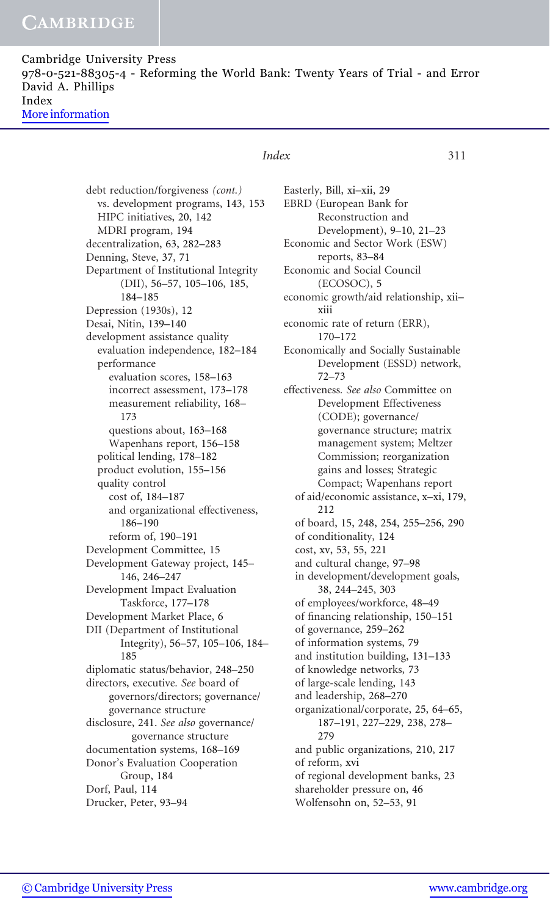debt reduction/forgiveness *(cont.)*
  vs. development programs, 143, 153
  HIPC initiatives, 20, 142
  MDRI program, 194
decentralization, 63, 282–283
Denning, Steve, 37, 71
Department of Institutional Integrity (DII), 56–57, 105–106, 185, 184–185
Depression (1930s), 12
Desai, Nitin, 139–140
development assistance quality
  evaluation independence, 182–184
  performance
    evaluation scores, 158–163
    incorrect assessment, 173–178
    measurement reliability, 168–173
    questions about, 163–168
    Wapenhans report, 156–158
  political lending, 178–182
  product evolution, 155–156
  quality control
    cost of, 184–187
    and organizational effectiveness, 186–190
    reform of, 190–191
Development Committee, 15
Development Gateway project, 145–146, 246–247
Development Impact Evaluation Taskforce, 177–178
Development Market Place, 6
DII (Department of Institutional Integrity), 56–57, 105–106, 184–185
diplomatic status/behavior, 248–250
directors, executive. *See* board of governors/directors; governance/governance structure
disclosure, 241. *See also* governance/governance structure
documentation systems, 168–169
Donor's Evaluation Cooperation Group, 184
Dorf, Paul, 114
Drucker, Peter, 93–94

Easterly, Bill, xi–xii, 29
EBRD (European Bank for Reconstruction and Development), 9–10, 21–23
Economic and Sector Work (ESW) reports, 83–84
Economic and Social Council (ECOSOC), 5
economic growth/aid relationship, xii–xiii
economic rate of return (ERR), 170–172
Economically and Socially Sustainable Development (ESSD) network, 72–73
effectiveness. *See also* Committee on Development Effectiveness (CODE); governance/governance structure; matrix management system; Meltzer Commission; reorganization gains and losses; Strategic Compact; Wapenhans report
  of aid/economic assistance, x–xi, 179, 212
  of board, 15, 248, 254, 255–256, 290
  of conditionality, 124
  cost, xv, 53, 55, 221
  and cultural change, 97–98
  in development/development goals, 38, 244–245, 303
  of employees/workforce, 48–49
  of financing relationship, 150–151
  of governance, 259–262
  of information systems, 79
  and institution building, 131–133
  of knowledge networks, 73
  of large-scale lending, 143
  and leadership, 268–270
  organizational/corporate, 25, 64–65, 187–191, 227–229, 238, 278–279
  and public organizations, 210, 217
  of reform, xvi
  of regional development banks, 23
  shareholder pressure on, 46
  Wolfensohn on, 52–53, 91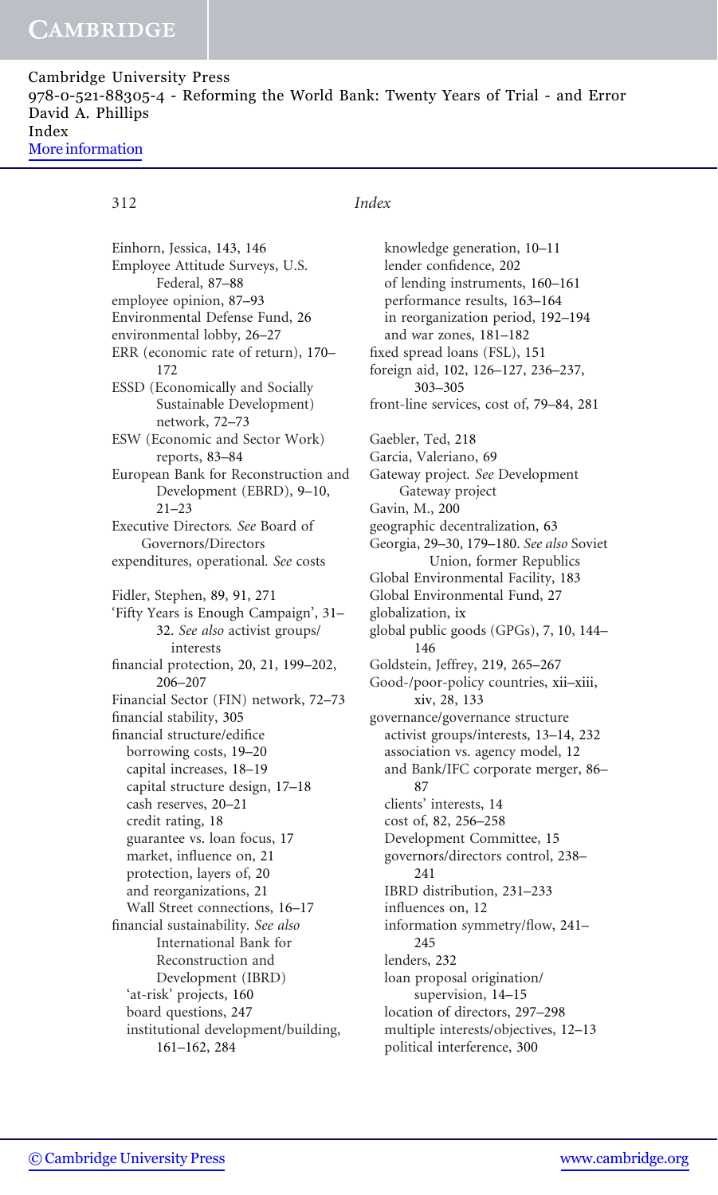Einhorn, Jessica, 143, 146
Employee Attitude Surveys, U.S. Federal, 87–88
employee opinion, 87–93
Environmental Defense Fund, 26
environmental lobby, 26–27
ERR (economic rate of return), 170–172
ESSD (Economically and Socially Sustainable Development) network, 72–73
ESW (Economic and Sector Work) reports, 83–84
European Bank for Reconstruction and Development (EBRD), 9–10, 21–23
Executive Directors. *See* Board of Governors/Directors
expenditures, operational. *See* costs

Fidler, Stephen, 89, 91, 271
'Fifty Years is Enough Campaign', 31–32. *See also* activist groups/interests
financial protection, 20, 21, 199–202, 206–207
Financial Sector (FIN) network, 72–73
financial stability, 305
financial structure/edifice
- borrowing costs, 19–20
- capital increases, 18–19
- capital structure design, 17–18
- cash reserves, 20–21
- credit rating, 18
- guarantee vs. loan focus, 17
- market, influence on, 21
- protection, layers of, 20
- and reorganizations, 21
- Wall Street connections, 16–17

financial sustainability. *See also* International Bank for Reconstruction and Development (IBRD)
- 'at-risk' projects, 160
- board questions, 247
- institutional development/building, 161–162, 284
- knowledge generation, 10–11
- lender confidence, 202
- of lending instruments, 160–161
- performance results, 163–164
- in reorganization period, 192–194
- and war zones, 181–182

fixed spread loans (FSL), 151
foreign aid, 102, 126–127, 236–237, 303–305
front-line services, cost of, 79–84, 281

Gaebler, Ted, 218
Garcia, Valeriano, 69
Gateway project. *See* Development Gateway project
Gavin, M., 200
geographic decentralization, 63
Georgia, 29–30, 179–180. *See also* Soviet Union, former Republics
Global Environmental Facility, 183
Global Environmental Fund, 27
globalization, ix
global public goods (GPGs), 7, 10, 144–146
Goldstein, Jeffrey, 219, 265–267
Good-/poor-policy countries, xii–xiii, xiv, 28, 133
governance/governance structure
- activist groups/interests, 13–14, 232
- association vs. agency model, 12
- and Bank/IFC corporate merger, 86–87
- clients' interests, 14
- cost of, 82, 256–258
- Development Committee, 15
- governors/directors control, 238–241
- IBRD distribution, 231–233
- influences on, 12
- information symmetry/flow, 241–245
- lenders, 232
- loan proposal origination/supervision, 14–15
- location of directors, 297–298
- multiple interests/objectives, 12–13
- political interference, 300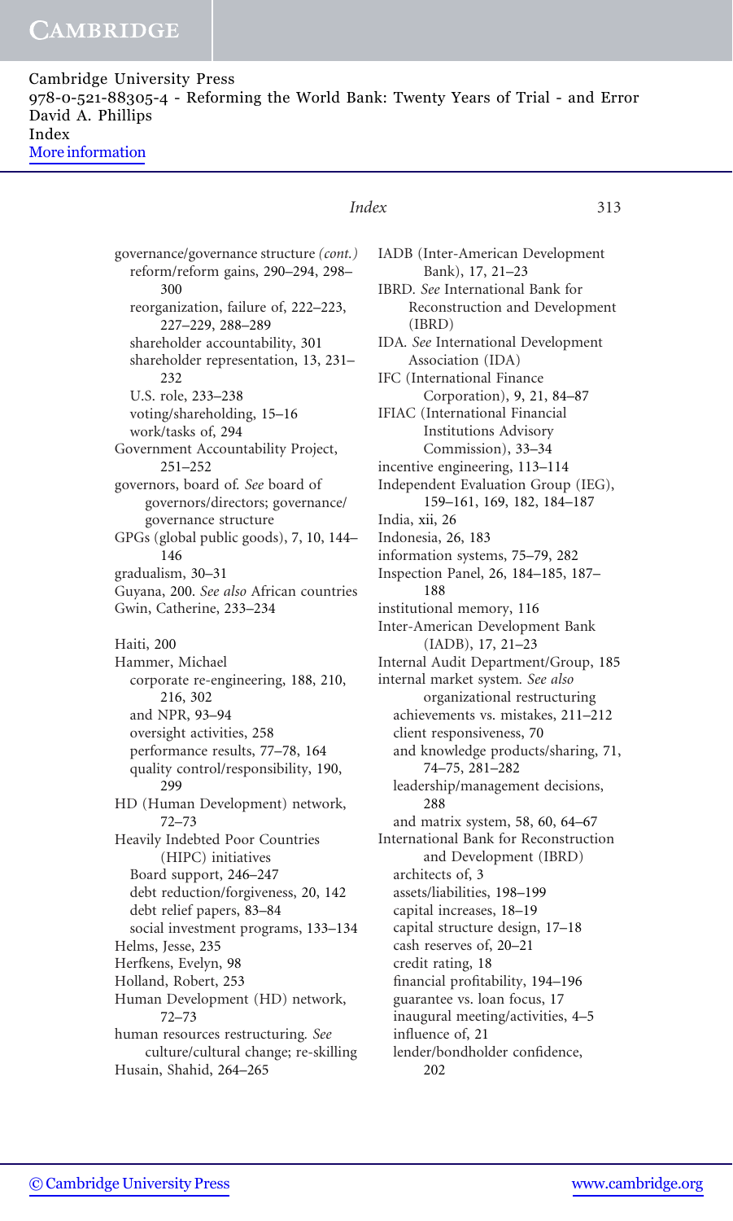governance/governance structure *(cont.)*
  reform/reform gains, 290–294, 298–300
  reorganization, failure of, 222–223, 227–229, 288–289
  shareholder accountability, 301
  shareholder representation, 13, 231–232
  U.S. role, 233–238
  voting/shareholding, 15–16
  work/tasks of, 294
Government Accountability Project, 251–252
governors, board of. *See* board of governors/directors; governance/governance structure
GPGs (global public goods), 7, 10, 144–146
gradualism, 30–31
Guyana, 200. *See also* African countries
Gwin, Catherine, 233–234

Haiti, 200
Hammer, Michael
  corporate re-engineering, 188, 210, 216, 302
  and NPR, 93–94
  oversight activities, 258
  performance results, 77–78, 164
  quality control/responsibility, 190, 299
HD (Human Development) network, 72–73
Heavily Indebted Poor Countries (HIPC) initiatives
  Board support, 246–247
  debt reduction/forgiveness, 20, 142
  debt relief papers, 83–84
  social investment programs, 133–134
Helms, Jesse, 235
Herfkens, Evelyn, 98
Holland, Robert, 253
Human Development (HD) network, 72–73
human resources restructuring. *See* culture/cultural change; re-skilling
Husain, Shahid, 264–265

IADB (Inter-American Development Bank), 17, 21–23
IBRD. *See* International Bank for Reconstruction and Development (IBRD)
IDA. *See* International Development Association (IDA)
IFC (International Finance Corporation), 9, 21, 84–87
IFIAC (International Financial Institutions Advisory Commission), 33–34
incentive engineering, 113–114
Independent Evaluation Group (IEG), 159–161, 169, 182, 184–187
India, xii, 26
Indonesia, 26, 183
information systems, 75–79, 282
Inspection Panel, 26, 184–185, 187–188
institutional memory, 116
Inter-American Development Bank (IADB), 17, 21–23
Internal Audit Department/Group, 185
internal market system. *See also* organizational restructuring
  achievements vs. mistakes, 211–212
  client responsiveness, 70
  and knowledge products/sharing, 71, 74–75, 281–282
  leadership/management decisions, 288
  and matrix system, 58, 60, 64–67
International Bank for Reconstruction and Development (IBRD)
  architects of, 3
  assets/liabilities, 198–199
  capital increases, 18–19
  capital structure design, 17–18
  cash reserves of, 20–21
  credit rating, 18
  financial profitability, 194–196
  guarantee vs. loan focus, 17
  inaugural meeting/activities, 4–5
  influence of, 21
  lender/bondholder confidence, 202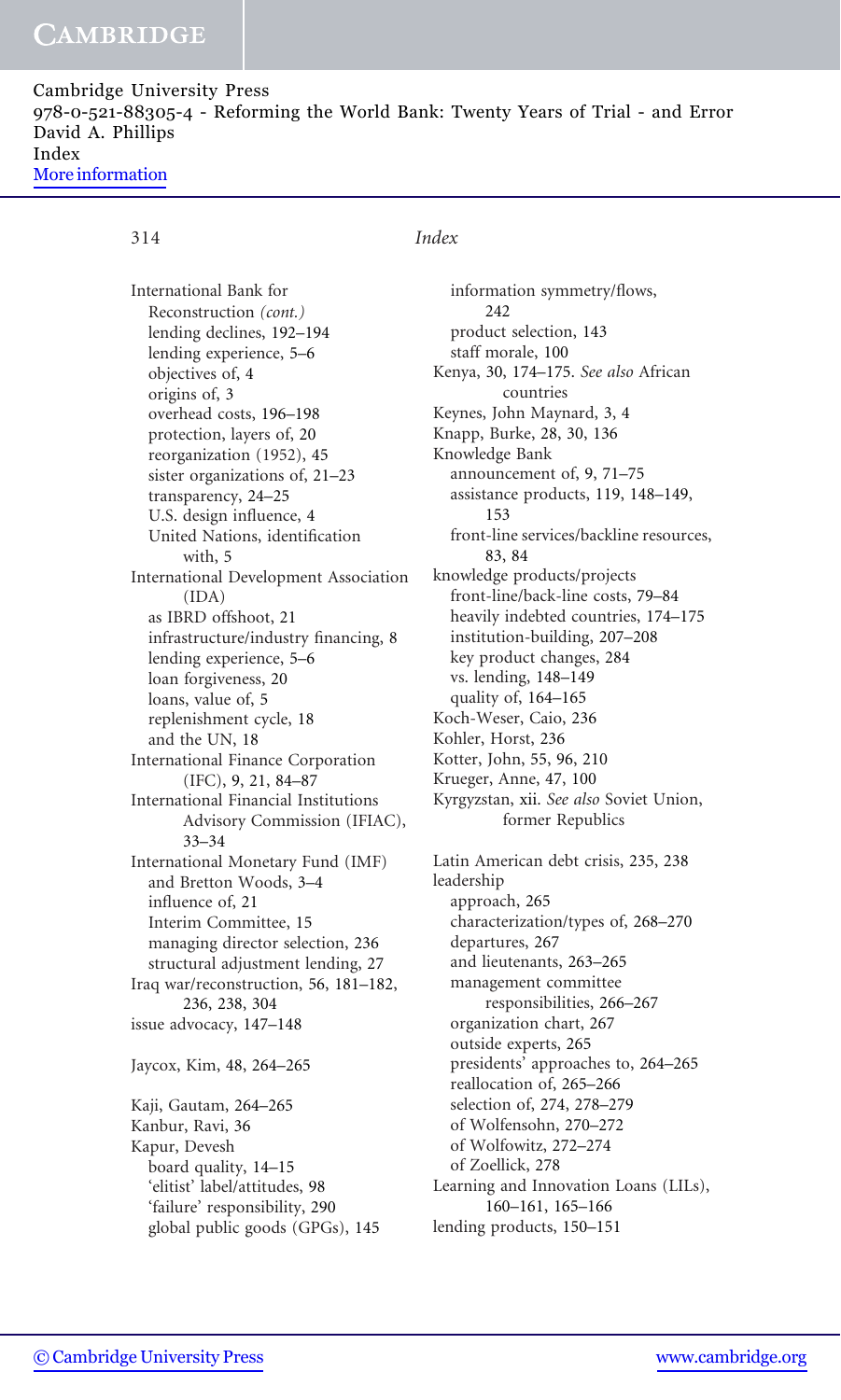International Bank for Reconstruction *(cont.)*
- lending declines, 192–194
- lending experience, 5–6
- objectives of, 4
- origins of, 3
- overhead costs, 196–198
- protection, layers of, 20
- reorganization (1952), 45
- sister organizations of, 21–23
- transparency, 24–25
- U.S. design influence, 4
- United Nations, identification with, 5

International Development Association (IDA)
- as IBRD offshoot, 21
- infrastructure/industry financing, 8
- lending experience, 5–6
- loan forgiveness, 20
- loans, value of, 5
- replenishment cycle, 18
- and the UN, 18

International Finance Corporation (IFC), 9, 21, 84–87

International Financial Institutions Advisory Commission (IFIAC), 33–34

International Monetary Fund (IMF)
- and Bretton Woods, 3–4
- influence of, 21
- Interim Committee, 15
- managing director selection, 236
- structural adjustment lending, 27

Iraq war/reconstruction, 56, 181–182, 236, 238, 304

issue advocacy, 147–148

Jaycox, Kim, 48, 264–265

Kaji, Gautam, 264–265

Kanbur, Ravi, 36

Kapur, Devesh
- board quality, 14–15
- 'elitist' label/attitudes, 98
- 'failure' responsibility, 290
- global public goods (GPGs), 145
- information symmetry/flows, 242
- product selection, 143
- staff morale, 100

Kenya, 30, 174–175. *See also* African countries

Keynes, John Maynard, 3, 4

Knapp, Burke, 28, 30, 136

Knowledge Bank
- announcement of, 9, 71–75
- assistance products, 119, 148–149, 153
- front-line services/backline resources, 83, 84

knowledge products/projects
- front-line/back-line costs, 79–84
- heavily indebted countries, 174–175
- institution-building, 207–208
- key product changes, 284
- vs. lending, 148–149
- quality of, 164–165

Koch-Weser, Caio, 236

Kohler, Horst, 236

Kotter, John, 55, 96, 210

Krueger, Anne, 47, 100

Kyrgyzstan, xii. *See also* Soviet Union, former Republics

Latin American debt crisis, 235, 238

leadership
- approach, 265
- characterization/types of, 268–270
- departures, 267
- and lieutenants, 263–265
- management committee responsibilities, 266–267
- organization chart, 267
- outside experts, 265
- presidents' approaches to, 264–265
- reallocation of, 265–266
- selection of, 274, 278–279
- of Wolfensohn, 270–272
- of Wolfowitz, 272–274
- of Zoellick, 278

Learning and Innovation Loans (LILs), 160–161, 165–166

lending products, 150–151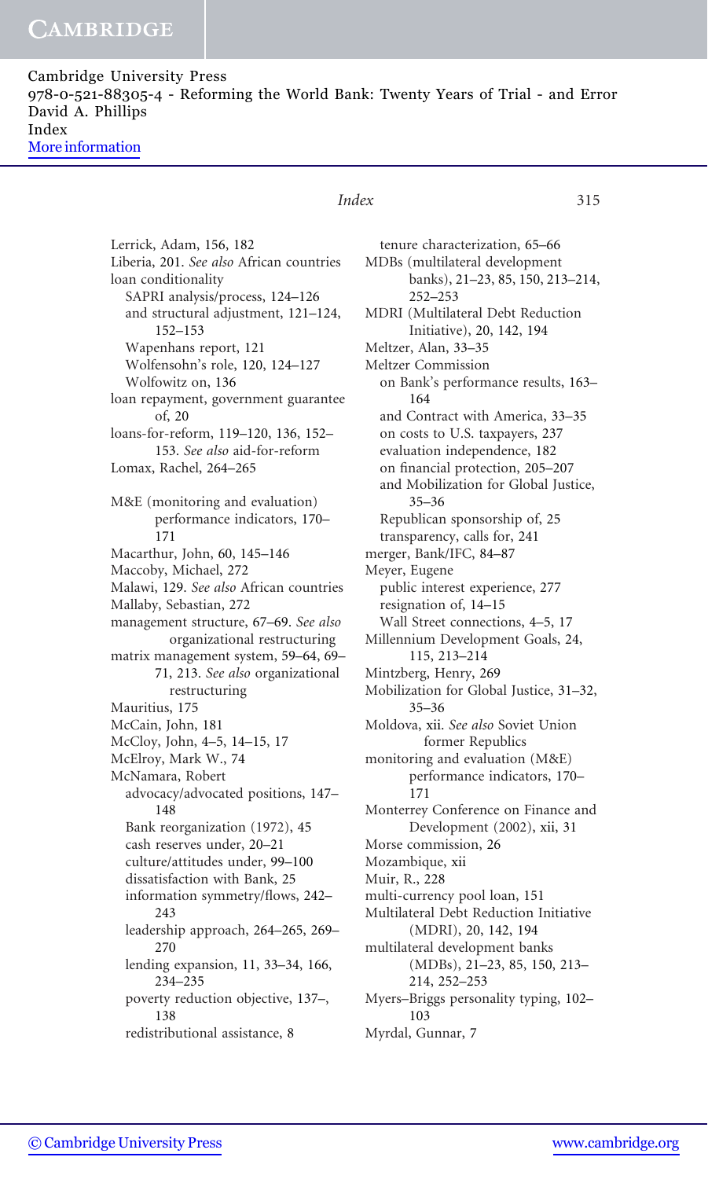Lerrick, Adam, 156, 182
Liberia, 201. *See also* African countries
loan conditionality
  SAPRI analysis/process, 124–126
  and structural adjustment, 121–124, 152–153
  Wapenhans report, 121
  Wolfensohn's role, 120, 124–127
  Wolfowitz on, 136
loan repayment, government guarantee of, 20
loans-for-reform, 119–120, 136, 152–153. *See also* aid-for-reform
Lomax, Rachel, 264–265

M&E (monitoring and evaluation) performance indicators, 170–171
Macarthur, John, 60, 145–146
Maccoby, Michael, 272
Malawi, 129. *See also* African countries
Mallaby, Sebastian, 272
management structure, 67–69. *See also* organizational restructuring
matrix management system, 59–64, 69–71, 213. *See also* organizational restructuring
Mauritius, 175
McCain, John, 181
McCloy, John, 4–5, 14–15, 17
McElroy, Mark W., 74
McNamara, Robert
  advocacy/advocated positions, 147–148
  Bank reorganization (1972), 45
  cash reserves under, 20–21
  culture/attitudes under, 99–100
  dissatisfaction with Bank, 25
  information symmetry/flows, 242–243
  leadership approach, 264–265, 269–270
  lending expansion, 11, 33–34, 166, 234–235
  poverty reduction objective, 137–, 138
  redistributional assistance, 8
  tenure characterization, 65–66
MDBs (multilateral development banks), 21–23, 85, 150, 213–214, 252–253
MDRI (Multilateral Debt Reduction Initiative), 20, 142, 194
Meltzer, Alan, 33–35
Meltzer Commission
  on Bank's performance results, 163–164
  and Contract with America, 33–35
  on costs to U.S. taxpayers, 237
  evaluation independence, 182
  on financial protection, 205–207
  and Mobilization for Global Justice, 35–36
  Republican sponsorship of, 25
  transparency, calls for, 241
merger, Bank/IFC, 84–87
Meyer, Eugene
  public interest experience, 277
  resignation of, 14–15
  Wall Street connections, 4–5, 17
Millennium Development Goals, 24, 115, 213–214
Mintzberg, Henry, 269
Mobilization for Global Justice, 31–32, 35–36
Moldova, xii. *See also* Soviet Union former Republics
monitoring and evaluation (M&E) performance indicators, 170–171
Monterrey Conference on Finance and Development (2002), xii, 31
Morse commission, 26
Mozambique, xii
Muir, R., 228
multi-currency pool loan, 151
Multilateral Debt Reduction Initiative (MDRI), 20, 142, 194
multilateral development banks (MDBs), 21–23, 85, 150, 213–214, 252–253
Myers–Briggs personality typing, 102–103
Myrdal, Gunnar, 7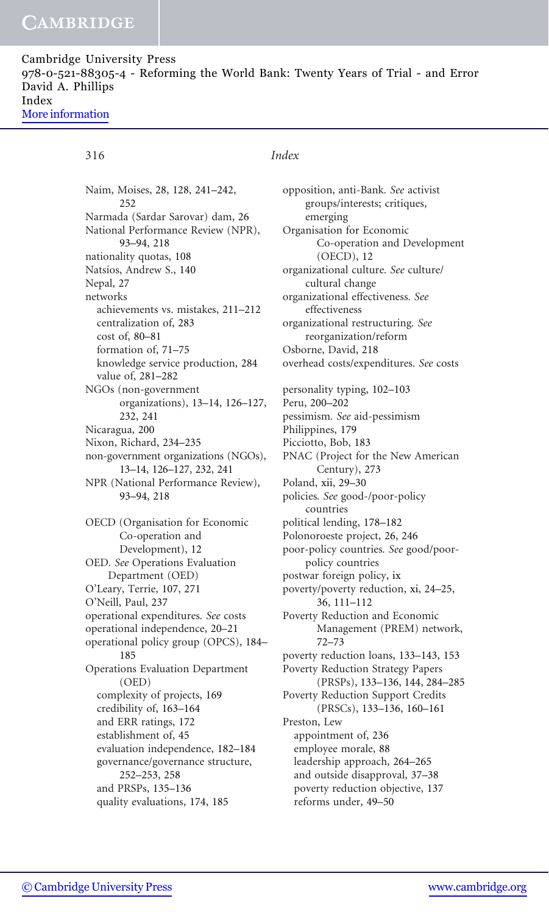# Index

Naim, Moises, 28, 128, 241–242, 252
Narmada (Sardar Sarovar) dam, 26
National Performance Review (NPR), 93–94, 218
nationality quotas, 108
Natsios, Andrew S., 140
Nepal, 27
networks
  achievements vs. mistakes, 211–212
  centralization of, 283
  cost of, 80–81
  formation of, 71–75
  knowledge service production, 284
  value of, 281–282
NGOs (non-government organizations), 13–14, 126–127, 232, 241
Nicaragua, 200
Nixon, Richard, 234–235
non-government organizations (NGOs), 13–14, 126–127, 232, 241
NPR (National Performance Review), 93–94, 218

OECD (Organisation for Economic Co-operation and Development), 12
OED. *See* Operations Evaluation Department (OED)
O'Leary, Terrie, 107, 271
O'Neill, Paul, 237
operational expenditures. *See* costs
operational independence, 20–21
operational policy group (OPCS), 184–185
Operations Evaluation Department (OED)
  complexity of projects, 169
  credibility of, 163–164
  and ERR ratings, 172
  establishment of, 45
  evaluation independence, 182–184
  governance/governance structure, 252–253, 258
  and PRSPs, 135–136
  quality evaluations, 174, 185

opposition, anti-Bank. *See* activist groups/interests; critiques, emerging
Organisation for Economic Co-operation and Development (OECD), 12
organizational culture. *See* culture/cultural change
organizational effectiveness. *See* effectiveness
organizational restructuring. *See* reorganization/reform
Osborne, David, 218
overhead costs/expenditures. *See* costs

personality typing, 102–103
Peru, 200–202
pessimism. *See* aid-pessimism
Philippines, 179
Picciotto, Bob, 183
PNAC (Project for the New American Century), 273
Poland, xii, 29–30
policies. *See* good-/poor-policy countries
political lending, 178–182
Polonoroeste project, 26, 246
poor-policy countries. *See* good/poor-policy countries
postwar foreign policy, ix
poverty/poverty reduction, xi, 24–25, 36, 111–112
Poverty Reduction and Economic Management (PREM) network, 72–73
poverty reduction loans, 133–143, 153
Poverty Reduction Strategy Papers (PRSPs), 133–136, 144, 284–285
Poverty Reduction Support Credits (PRSCs), 133–136, 160–161
Preston, Lew
  appointment of, 236
  employee morale, 88
  leadership approach, 264–265
  and outside disapproval, 37–38
  poverty reduction objective, 137
  reforms under, 49–50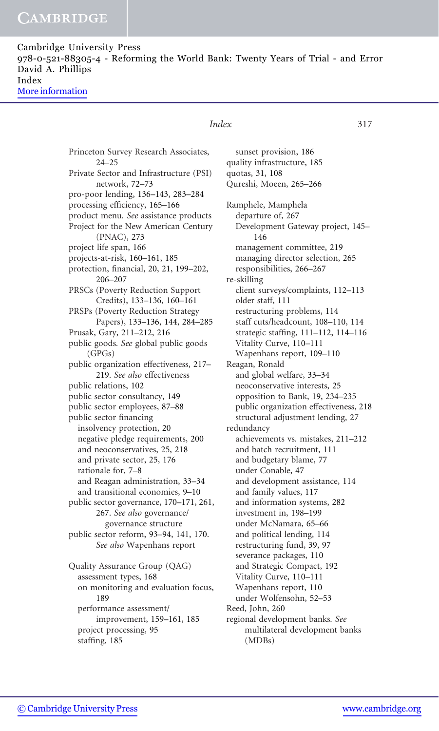Princeton Survey Research Associates, 24–25
Private Sector and Infrastructure (PSI) network, 72–73
pro-poor lending, 136–143, 283–284
processing efficiency, 165–166
product menu. *See* assistance products
Project for the New American Century (PNAC), 273
project life span, 166
projects-at-risk, 160–161, 185
protection, financial, 20, 21, 199–202, 206–207
PRSCs (Poverty Reduction Support Credits), 133–136, 160–161
PRSPs (Poverty Reduction Strategy Papers), 133–136, 144, 284–285
Prusak, Gary, 211–212, 216
public goods. *See* global public goods (GPGs)
public organization effectiveness, 217–219. *See also* effectiveness
public relations, 102
public sector consultancy, 149
public sector employees, 87–88
public sector financing
- insolvency protection, 20
- negative pledge requirements, 200
- and neoconservatives, 25, 218
- and private sector, 25, 176
- rationale for, 7–8
- and Reagan administration, 33–34
- and transitional economies, 9–10

public sector governance, 170–171, 261, 267. *See also* governance/governance structure
public sector reform, 93–94, 141, 170. *See also* Wapenhans report

Quality Assurance Group (QAG)
- assessment types, 168
- on monitoring and evaluation focus, 189
- performance assessment/improvement, 159–161, 185
- project processing, 95
- staffing, 185
- sunset provision, 186

quality infrastructure, 185
quotas, 31, 108
Qureshi, Moeen, 265–266

Ramphele, Mamphela
- departure of, 267
- Development Gateway project, 145–146
- management committee, 219
- managing director selection, 265
- responsibilities, 266–267

re-skilling
- client surveys/complaints, 112–113
- older staff, 111
- restructuring problems, 114
- staff cuts/headcount, 108–110, 114
- strategic staffing, 111–112, 114–116
- Vitality Curve, 110–111
- Wapenhans report, 109–110

Reagan, Ronald
- and global welfare, 33–34
- neoconservative interests, 25
- opposition to Bank, 19, 234–235
- public organization effectiveness, 218
- structural adjustment lending, 27

redundancy
- achievements vs. mistakes, 211–212
- and batch recruitment, 111
- and budgetary blame, 77
- under Conable, 47
- and development assistance, 114
- and family values, 117
- and information systems, 282
- investment in, 198–199
- under McNamara, 65–66
- and political lending, 114
- restructuring fund, 39, 97
- severance packages, 110
- and Strategic Compact, 192
- Vitality Curve, 110–111
- Wapenhans report, 110
- under Wolfensohn, 52–53

Reed, John, 260
regional development banks. *See* multilateral development banks (MDBs)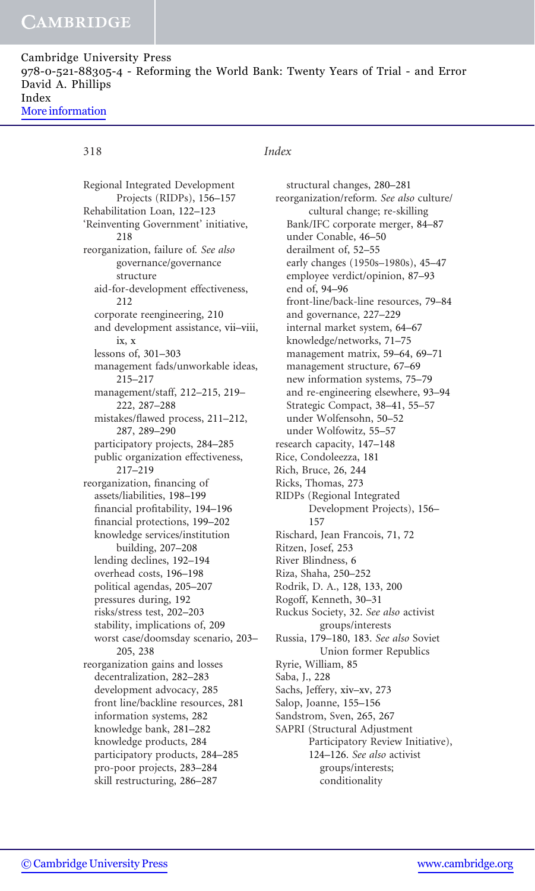Regional Integrated Development Projects (RIDPs), 156–157
Rehabilitation Loan, 122–123
'Reinventing Government' initiative, 218
reorganization, failure of. *See also* governance/governance structure
  aid-for-development effectiveness, 212
  corporate reengineering, 210
  and development assistance, vii–viii, ix, x
  lessons of, 301–303
  management fads/unworkable ideas, 215–217
  management/staff, 212–215, 219–222, 287–288
  mistakes/flawed process, 211–212, 287, 289–290
  participatory projects, 284–285
  public organization effectiveness, 217–219
reorganization, financing of
  assets/liabilities, 198–199
  financial profitability, 194–196
  financial protections, 199–202
  knowledge services/institution building, 207–208
  lending declines, 192–194
  overhead costs, 196–198
  political agendas, 205–207
  pressures during, 192
  risks/stress test, 202–203
  stability, implications of, 209
  worst case/doomsday scenario, 203–205, 238
reorganization gains and losses
  decentralization, 282–283
  development advocacy, 285
  front line/backline resources, 281
  information systems, 282
  knowledge bank, 281–282
  knowledge products, 284
  participatory products, 284–285
  pro-poor projects, 283–284
  skill restructuring, 286–287
  structural changes, 280–281
reorganization/reform. *See also* culture/cultural change; re-skilling
  Bank/IFC corporate merger, 84–87
  under Conable, 46–50
  derailment of, 52–55
  early changes (1950s–1980s), 45–47
  employee verdict/opinion, 87–93
  end of, 94–96
  front-line/back-line resources, 79–84
  and governance, 227–229
  internal market system, 64–67
  knowledge/networks, 71–75
  management matrix, 59–64, 69–71
  management structure, 67–69
  new information systems, 75–79
  and re-engineering elsewhere, 93–94
  Strategic Compact, 38–41, 55–57
  under Wolfensohn, 50–52
  under Wolfowitz, 55–57
research capacity, 147–148
Rice, Condoleezza, 181
Rich, Bruce, 26, 244
Ricks, Thomas, 273
RIDPs (Regional Integrated Development Projects), 156–157
Rischard, Jean Francois, 71, 72
Ritzen, Josef, 253
River Blindness, 6
Riza, Shaha, 250–252
Rodrik, D. A., 128, 133, 200
Rogoff, Kenneth, 30–31
Ruckus Society, 32. *See also* activist groups/interests
Russia, 179–180, 183. *See also* Soviet Union former Republics
Ryrie, William, 85
Saba, J., 228
Sachs, Jeffery, xiv–xv, 273
Salop, Joanne, 155–156
Sandstrom, Sven, 265, 267
SAPRI (Structural Adjustment Participatory Review Initiative), 124–126. *See also* activist groups/interests; conditionality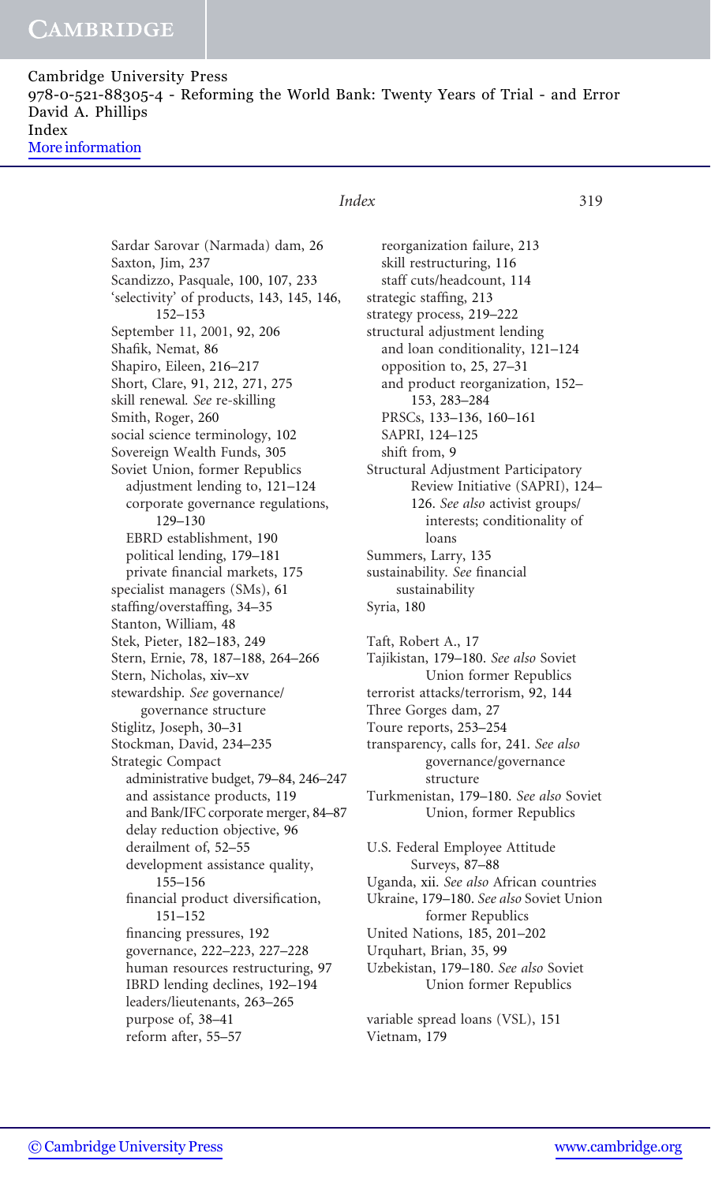Sardar Sarovar (Narmada) dam, 26
Saxton, Jim, 237
Scandizzo, Pasquale, 100, 107, 233
'selectivity' of products, 143, 145, 146, 152–153
September 11, 2001, 92, 206
Shafik, Nemat, 86
Shapiro, Eileen, 216–217
Short, Clare, 91, 212, 271, 275
skill renewal. *See* re-skilling
Smith, Roger, 260
social science terminology, 102
Sovereign Wealth Funds, 305
Soviet Union, former Republics
  adjustment lending to, 121–124
  corporate governance regulations, 129–130
  EBRD establishment, 190
  political lending, 179–181
  private financial markets, 175
specialist managers (SMs), 61
staffing/overstaffing, 34–35
Stanton, William, 48
Stek, Pieter, 182–183, 249
Stern, Ernie, 78, 187–188, 264–266
Stern, Nicholas, xiv–xv
stewardship. *See* governance/governance structure
Stiglitz, Joseph, 30–31
Stockman, David, 234–235
Strategic Compact
  administrative budget, 79–84, 246–247
  and assistance products, 119
  and Bank/IFC corporate merger, 84–87
  delay reduction objective, 96
  derailment of, 52–55
  development assistance quality, 155–156
  financial product diversification, 151–152
  financing pressures, 192
  governance, 222–223, 227–228
  human resources restructuring, 97
  IBRD lending declines, 192–194
  leaders/lieutenants, 263–265
  purpose of, 38–41
  reform after, 55–57
  reorganization failure, 213
  skill restructuring, 116
  staff cuts/headcount, 114
strategic staffing, 213
strategy process, 219–222
structural adjustment lending
  and loan conditionality, 121–124
  opposition to, 25, 27–31
  and product reorganization, 152–153, 283–284
  PRSCs, 133–136, 160–161
  SAPRI, 124–125
  shift from, 9
Structural Adjustment Participatory Review Initiative (SAPRI), 124–126. *See also* activist groups/interests; conditionality of loans
Summers, Larry, 135
sustainability. *See* financial sustainability
Syria, 180

Taft, Robert A., 17
Tajikistan, 179–180. *See also* Soviet Union former Republics
terrorist attacks/terrorism, 92, 144
Three Gorges dam, 27
Toure reports, 253–254
transparency, calls for, 241. *See also* governance/governance structure
Turkmenistan, 179–180. *See also* Soviet Union, former Republics

U.S. Federal Employee Attitude Surveys, 87–88
Uganda, xii. *See also* African countries
Ukraine, 179–180. *See also* Soviet Union former Republics
United Nations, 185, 201–202
Urquhart, Brian, 35, 99
Uzbekistan, 179–180. *See also* Soviet Union former Republics

variable spread loans (VSL), 151
Vietnam, 179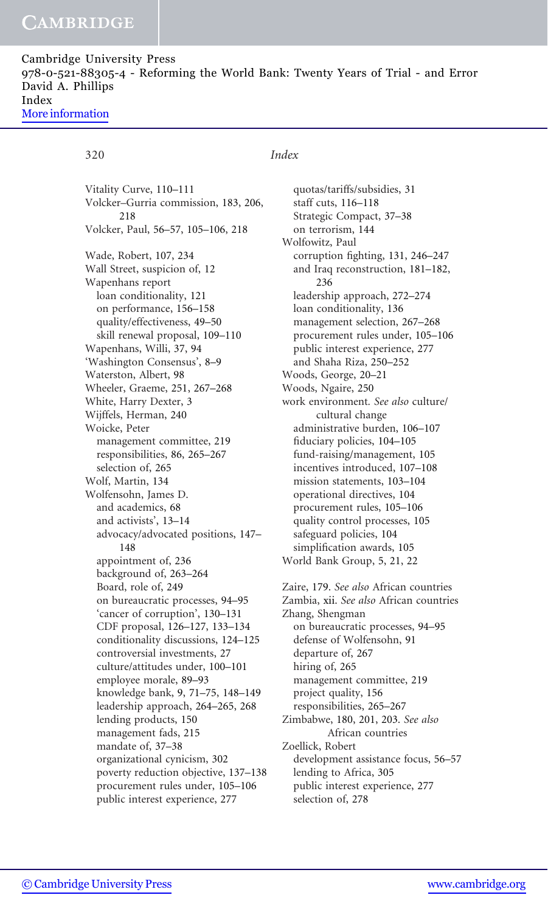Vitality Curve, 110–111
Volcker–Gurria commission, 183, 206, 218
Volcker, Paul, 56–57, 105–106, 218

Wade, Robert, 107, 234
Wall Street, suspicion of, 12
Wapenhans report
- loan conditionality, 121
- on performance, 156–158
- quality/effectiveness, 49–50
- skill renewal proposal, 109–110

Wapenhans, Willi, 37, 94
'Washington Consensus', 8–9
Waterston, Albert, 98
Wheeler, Graeme, 251, 267–268
White, Harry Dexter, 3
Wijffels, Herman, 240
Woicke, Peter
- management committee, 219
- responsibilities, 86, 265–267
- selection of, 265

Wolf, Martin, 134
Wolfensohn, James D.
- and academics, 68
- and activists', 13–14
- advocacy/advocated positions, 147–148
- appointment of, 236
- background of, 263–264
- Board, role of, 249
- on bureaucratic processes, 94–95
- 'cancer of corruption', 130–131
- CDF proposal, 126–127, 133–134
- conditionality discussions, 124–125
- controversial investments, 27
- culture/attitudes under, 100–101
- employee morale, 89–93
- knowledge bank, 9, 71–75, 148–149
- leadership approach, 264–265, 268
- lending products, 150
- management fads, 215
- mandate of, 37–38
- organizational cynicism, 302
- poverty reduction objective, 137–138
- procurement rules under, 105–106
- public interest experience, 277
- quotas/tariffs/subsidies, 31
- staff cuts, 116–118
- Strategic Compact, 37–38
- on terrorism, 144

Wolfowitz, Paul
- corruption fighting, 131, 246–247
- and Iraq reconstruction, 181–182, 236
- leadership approach, 272–274
- loan conditionality, 136
- management selection, 267–268
- procurement rules under, 105–106
- public interest experience, 277
- and Shaha Riza, 250–252

Woods, George, 20–21
Woods, Ngaire, 250
work environment. *See also* culture/cultural change
- administrative burden, 106–107
- fiduciary policies, 104–105
- fund-raising/management, 105
- incentives introduced, 107–108
- mission statements, 103–104
- operational directives, 104
- procurement rules, 105–106
- quality control processes, 105
- safeguard policies, 104
- simplification awards, 105

World Bank Group, 5, 21, 22

Zaire, 179. *See also* African countries
Zambia, xii. *See also* African countries
Zhang, Shengman
- on bureaucratic processes, 94–95
- defense of Wolfensohn, 91
- departure of, 267
- hiring of, 265
- management committee, 219
- project quality, 156
- responsibilities, 265–267

Zimbabwe, 180, 201, 203. *See also* African countries
Zoellick, Robert
- development assistance focus, 56–57
- lending to Africa, 305
- public interest experience, 277
- selection of, 278